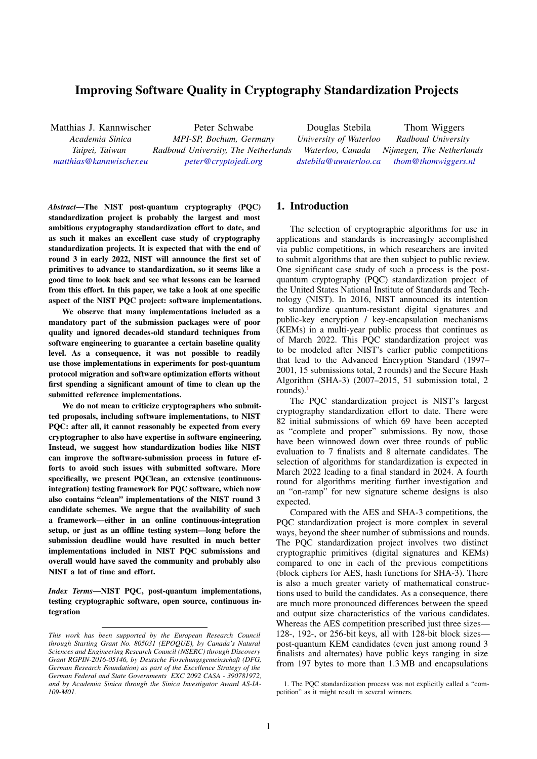# Improving Software Quality in Cryptography Standardization Projects

Matthias J. Kannwischer
*Academia Sinica*
*Taipei, Taiwan*
matthias@kannwischer.eu

Peter Schwabe
*MPI-SP, Bochum, Germany*
*Radboud University, The Netherlands*
peter@cryptojedi.org

Douglas Stebila
*University of Waterloo*
*Waterloo, Canada*
dstebila@uwaterloo.ca

Thom Wiggers
*Radboud University*
*Nijmegen, The Netherlands*
thom@thomwiggers.nl

***Abstract*—The NIST post-quantum cryptography (PQC) standardization project is probably the largest and most ambitious cryptography standardization effort to date, and as such it makes an excellent case study of cryptography standardization projects. It is expected that with the end of round 3 in early 2022, NIST will announce the first set of primitives to advance to standardization, so it seems like a good time to look back and see what lessons can be learned from this effort. In this paper, we take a look at one specific aspect of the NIST PQC project: software implementations.**

**We observe that many implementations included as a mandatory part of the submission packages were of poor quality and ignored decades-old standard techniques from software engineering to guarantee a certain baseline quality level. As a consequence, it was not possible to readily use those implementations in experiments for post-quantum protocol migration and software optimization efforts without first spending a significant amount of time to clean up the submitted reference implementations.**

**We do not mean to criticize cryptographers who submitted proposals, including software implementations, to NIST PQC: after all, it cannot reasonably be expected from every cryptographer to also have expertise in software engineering. Instead, we suggest how standardization bodies like NIST can improve the software-submission process in future efforts to avoid such issues with submitted software. More specifically, we present PQClean, an extensive (continuous-integration) testing framework for PQC software, which now also contains "clean" implementations of the NIST round 3 candidate schemes. We argue that the availability of such a framework—either in an online continuous-integration setup, or just as an offline testing system—long before the submission deadline would have resulted in much better implementations included in NIST PQC submissions and overall would have saved the community and probably also NIST a lot of time and effort.**

***Index Terms*—NIST PQC, post-quantum implementations, testing cryptographic software, open source, continuous integration**

*This work has been supported by the European Research Council through Starting Grant No. 805031 (EPOQUE), by Canada's Natural Sciences and Engineering Research Council (NSERC) through Discovery Grant RGPIN-2016-05146, by Deutsche Forschungsgemeinschaft (DFG, German Research Foundation) as part of the Excellence Strategy of the German Federal and State Governments EXC 2092 CASA - 390781972, and by Academia Sinica through the Sinica Investigator Award AS-IA-109-M01.*

## 1. Introduction

The selection of cryptographic algorithms for use in applications and standards is increasingly accomplished via public competitions, in which researchers are invited to submit algorithms that are then subject to public review. One significant case study of such a process is the post-quantum cryptography (PQC) standardization project of the United States National Institute of Standards and Technology (NIST). In 2016, NIST announced its intention to standardize quantum-resistant digital signatures and public-key encryption / key-encapsulation mechanisms (KEMs) in a multi-year public process that continues as of March 2022. This PQC standardization project was to be modeled after NIST's earlier public competitions that lead to the Advanced Encryption Standard (1997–2001, 15 submissions total, 2 rounds) and the Secure Hash Algorithm (SHA-3) (2007–2015, 51 submission total, 2 rounds).[1]

The PQC standardization project is NIST's largest cryptography standardization effort to date. There were 82 initial submissions of which 69 have been accepted as "complete and proper" submissions. By now, those have been winnowed down over three rounds of public evaluation to 7 finalists and 8 alternate candidates. The selection of algorithms for standardization is expected in March 2022 leading to a final standard in 2024. A fourth round for algorithms meriting further investigation and an "on-ramp" for new signature scheme designs is also expected.

Compared with the AES and SHA-3 competitions, the PQC standardization project is more complex in several ways, beyond the sheer number of submissions and rounds. The PQC standardization project involves two distinct cryptographic primitives (digital signatures and KEMs) compared to one in each of the previous competitions (block ciphers for AES, hash functions for SHA-3). There is also a much greater variety of mathematical constructions used to build the candidates. As a consequence, there are much more pronounced differences between the speed and output size characteristics of the various candidates. Whereas the AES competition prescribed just three sizes—128-, 192-, or 256-bit keys, all with 128-bit block sizes—post-quantum KEM candidates (even just among round 3 finalists and alternates) have public keys ranging in size from 197 bytes to more than 1.3 MB and encapsulations

1. The PQC standardization process was not explicitly called a "competition" as it might result in several winners.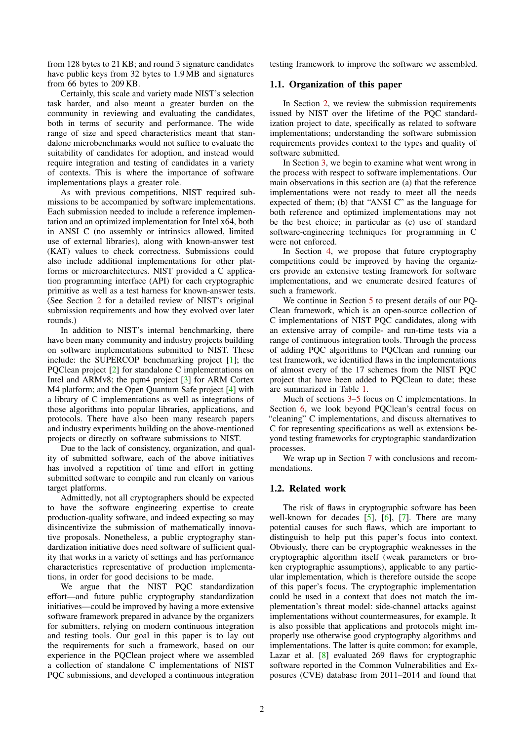from 128 bytes to 21 KB; and round 3 signature candidates have public keys from 32 bytes to 1.9 MB and signatures from 66 bytes to 209 KB.

Certainly, this scale and variety made NIST's selection task harder, and also meant a greater burden on the community in reviewing and evaluating the candidates, both in terms of security and performance. The wide range of size and speed characteristics meant that standalone microbenchmarks would not suffice to evaluate the suitability of candidates for adoption, and instead would require integration and testing of candidates in a variety of contexts. This is where the importance of software implementations plays a greater role.

As with previous competitions, NIST required submissions to be accompanied by software implementations. Each submission needed to include a reference implementation and an optimized implementation for Intel x64, both in ANSI C (no assembly or intrinsics allowed, limited use of external libraries), along with known-answer test (KAT) values to check correctness. Submissions could also include additional implementations for other platforms or microarchitectures. NIST provided a C application programming interface (API) for each cryptographic primitive as well as a test harness for known-answer tests. (See Section 2 for a detailed review of NIST's original submission requirements and how they evolved over later rounds.)

In addition to NIST's internal benchmarking, there have been many community and industry projects building on software implementations submitted to NIST. These include: the SUPERCOP benchmarking project [1]; the PQClean project [2] for standalone C implementations on Intel and ARMv8; the pqm4 project [3] for ARM Cortex M4 platform; and the Open Quantum Safe project [4] with a library of C implementations as well as integrations of those algorithms into popular libraries, applications, and protocols. There have also been many research papers and industry experiments building on the above-mentioned projects or directly on software submissions to NIST.

Due to the lack of consistency, organization, and quality of submitted software, each of the above initiatives has involved a repetition of time and effort in getting submitted software to compile and run cleanly on various target platforms.

Admittedly, not all cryptographers should be expected to have the software engineering expertise to create production-quality software, and indeed expecting so may disincentivize the submission of mathematically innovative proposals. Nonetheless, a public cryptography standardization initiative does need software of sufficient quality that works in a variety of settings and has performance characteristics representative of production implementations, in order for good decisions to be made.

We argue that the NIST PQC standardization effort—and future public cryptography standardization initiatives—could be improved by having a more extensive software framework prepared in advance by the organizers for submitters, relying on modern continuous integration and testing tools. Our goal in this paper is to lay out the requirements for such a framework, based on our experience in the PQClean project where we assembled a collection of standalone C implementations of NIST PQC submissions, and developed a continuous integration testing framework to improve the software we assembled.

### 1.1. Organization of this paper

In Section 2, we review the submission requirements issued by NIST over the lifetime of the PQC standardization project to date, specifically as related to software implementations; understanding the software submission requirements provides context to the types and quality of software submitted.

In Section 3, we begin to examine what went wrong in the process with respect to software implementations. Our main observations in this section are (a) that the reference implementations were not ready to meet all the needs expected of them; (b) that "ANSI C" as the language for both reference and optimized implementations may not be the best choice; in particular as (c) use of standard software-engineering techniques for programming in C were not enforced.

In Section 4, we propose that future cryptography competitions could be improved by having the organizers provide an extensive testing framework for software implementations, and we enumerate desired features of such a framework.

We continue in Section 5 to present details of our PQClean framework, which is an open-source collection of C implementations of NIST PQC candidates, along with an extensive array of compile- and run-time tests via a range of continuous integration tools. Through the process of adding PQC algorithms to PQClean and running our test framework, we identified flaws in the implementations of almost every of the 17 schemes from the NIST PQC project that have been added to PQClean to date; these are summarized in Table 1.

Much of sections 3–5 focus on C implementations. In Section 6, we look beyond PQClean's central focus on "cleaning" C implementations, and discuss alternatives to C for representing specifications as well as extensions beyond testing frameworks for cryptographic standardization processes.

We wrap up in Section 7 with conclusions and recommendations.

### 1.2. Related work

The risk of flaws in cryptographic software has been well-known for decades [5], [6], [7]. There are many potential causes for such flaws, which are important to distinguish to help put this paper's focus into context. Obviously, there can be cryptographic weaknesses in the cryptographic algorithm itself (weak parameters or broken cryptographic assumptions), applicable to any particular implementation, which is therefore outside the scope of this paper's focus. The cryptographic implementation could be used in a context that does not match the implementation's threat model: side-channel attacks against implementations without countermeasures, for example. It is also possible that applications and protocols might improperly use otherwise good cryptography algorithms and implementations. The latter is quite common; for example, Lazar et al. [8] evaluated 269 flaws for cryptographic software reported in the Common Vulnerabilities and Exposures (CVE) database from 2011–2014 and found that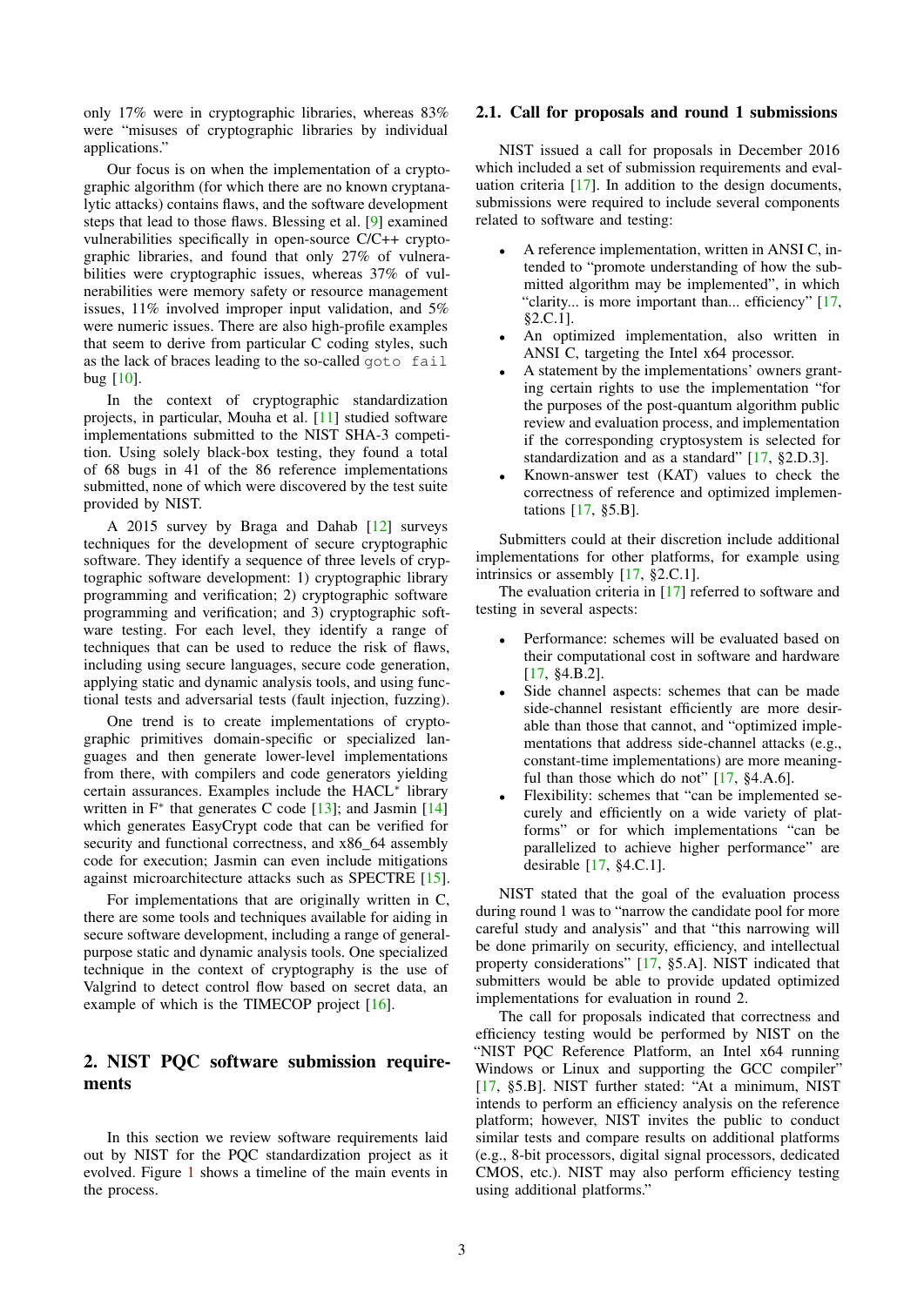only 17% were in cryptographic libraries, whereas 83% were "misuses of cryptographic libraries by individual applications."

Our focus is on when the implementation of a cryptographic algorithm (for which there are no known cryptanalytic attacks) contains flaws, and the software development steps that lead to those flaws. Blessing et al. [9] examined vulnerabilities specifically in open-source C/C++ cryptographic libraries, and found that only 27% of vulnerabilities were cryptographic issues, whereas 37% of vulnerabilities were memory safety or resource management issues, 11% involved improper input validation, and 5% were numeric issues. There are also high-profile examples that seem to derive from particular C coding styles, such as the lack of braces leading to the so-called `goto fail` bug [10].

In the context of cryptographic standardization projects, in particular, Mouha et al. [11] studied software implementations submitted to the NIST SHA-3 competition. Using solely black-box testing, they found a total of 68 bugs in 41 of the 86 reference implementations submitted, none of which were discovered by the test suite provided by NIST.

A 2015 survey by Braga and Dahab [12] surveys techniques for the development of secure cryptographic software. They identify a sequence of three levels of cryptographic software development: 1) cryptographic library programming and verification; 2) cryptographic software programming and verification; and 3) cryptographic software testing. For each level, they identify a range of techniques that can be used to reduce the risk of flaws, including using secure languages, secure code generation, applying static and dynamic analysis tools, and using functional tests and adversarial tests (fault injection, fuzzing).

One trend is to create implementations of cryptographic primitives domain-specific or specialized languages and then generate lower-level implementations from there, with compilers and code generators yielding certain assurances. Examples include the HACL* library written in F* that generates C code [13]; and Jasmin [14] which generates EasyCrypt code that can be verified for security and functional correctness, and x86_64 assembly code for execution; Jasmin can even include mitigations against microarchitecture attacks such as SPECTRE [15].

For implementations that are originally written in C, there are some tools and techniques available for aiding in secure software development, including a range of general-purpose static and dynamic analysis tools. One specialized technique in the context of cryptography is the use of Valgrind to detect control flow based on secret data, an example of which is the TIMECOP project [16].

## 2. NIST PQC software submission requirements

In this section we review software requirements laid out by NIST for the PQC standardization project as it evolved. Figure 1 shows a timeline of the main events in the process.

### 2.1. Call for proposals and round 1 submissions

NIST issued a call for proposals in December 2016 which included a set of submission requirements and evaluation criteria [17]. In addition to the design documents, submissions were required to include several components related to software and testing:

- A reference implementation, written in ANSI C, intended to "promote understanding of how the submitted algorithm may be implemented", in which "clarity... is more important than... efficiency" [17, §2.C.1].
- An optimized implementation, also written in ANSI C, targeting the Intel x64 processor.
- A statement by the implementations' owners granting certain rights to use the implementation "for the purposes of the post-quantum algorithm public review and evaluation process, and implementation if the corresponding cryptosystem is selected for standardization and as a standard" [17, §2.D.3].
- Known-answer test (KAT) values to check the correctness of reference and optimized implementations [17, §5.B].

Submitters could at their discretion include additional implementations for other platforms, for example using intrinsics or assembly [17, §2.C.1].

The evaluation criteria in [17] referred to software and testing in several aspects:

- Performance: schemes will be evaluated based on their computational cost in software and hardware [17, §4.B.2].
- Side channel aspects: schemes that can be made side-channel resistant efficiently are more desirable than those that cannot, and "optimized implementations that address side-channel attacks (e.g., constant-time implementations) are more meaningful than those which do not" [17, §4.A.6].
- Flexibility: schemes that "can be implemented securely and efficiently on a wide variety of platforms" or for which implementations "can be parallelized to achieve higher performance" are desirable [17, §4.C.1].

NIST stated that the goal of the evaluation process during round 1 was to "narrow the candidate pool for more careful study and analysis" and that "this narrowing will be done primarily on security, efficiency, and intellectual property considerations" [17, §5.A]. NIST indicated that submitters would be able to provide updated optimized implementations for evaluation in round 2.

The call for proposals indicated that correctness and efficiency testing would be performed by NIST on the "NIST PQC Reference Platform, an Intel x64 running Windows or Linux and supporting the GCC compiler" [17, §5.B]. NIST further stated: "At a minimum, NIST intends to perform an efficiency analysis on the reference platform; however, NIST invites the public to conduct similar tests and compare results on additional platforms (e.g., 8-bit processors, digital signal processors, dedicated CMOS, etc.). NIST may also perform efficiency testing using additional platforms."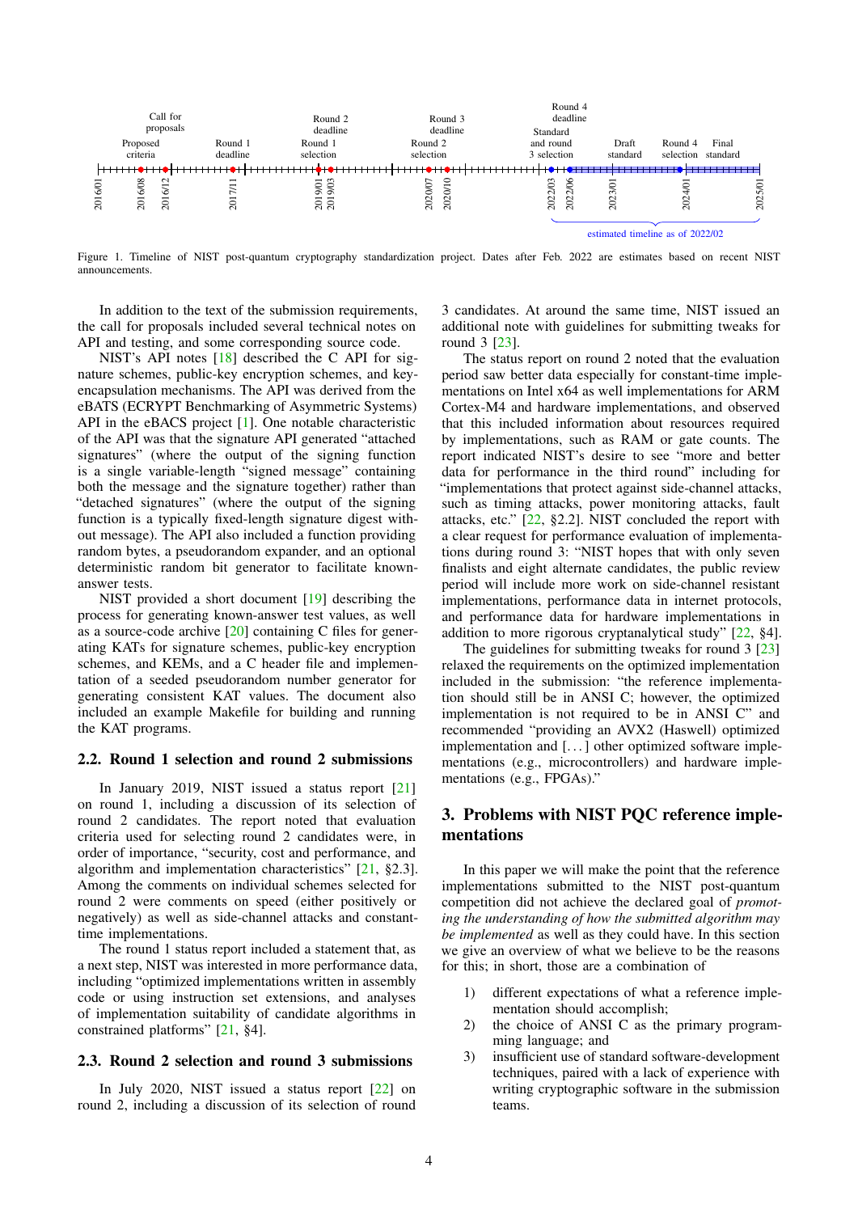Figure 1. Timeline of NIST post-quantum cryptography standardization project. Dates after Feb. 2022 are estimates based on recent NIST announcements.

In addition to the text of the submission requirements, the call for proposals included several technical notes on API and testing, and some corresponding source code.

NIST's API notes [18] described the C API for signature schemes, public-key encryption schemes, and key-encapsulation mechanisms. The API was derived from the eBATS (ECRYPT Benchmarking of Asymmetric Systems) API in the eBACS project [1]. One notable characteristic of the API was that the signature API generated "attached signatures" (where the output of the signing function is a single variable-length "signed message" containing both the message and the signature together) rather than "detached signatures" (where the output of the signing function is a typically fixed-length signature digest without message). The API also included a function providing random bytes, a pseudorandom expander, and an optional deterministic random bit generator to facilitate known-answer tests.

NIST provided a short document [19] describing the process for generating known-answer test values, as well as a source-code archive [20] containing C files for generating KATs for signature schemes, public-key encryption schemes, and KEMs, and a C header file and implementation of a seeded pseudorandom number generator for generating consistent KAT values. The document also included an example Makefile for building and running the KAT programs.

## 2.2. Round 1 selection and round 2 submissions

In January 2019, NIST issued a status report [21] on round 1, including a discussion of its selection of round 2 candidates. The report noted that evaluation criteria used for selecting round 2 candidates were, in order of importance, "security, cost and performance, and algorithm and implementation characteristics" [21, §2.3]. Among the comments on individual schemes selected for round 2 were comments on speed (either positively or negatively) as well as side-channel attacks and constant-time implementations.

The round 1 status report included a statement that, as a next step, NIST was interested in more performance data, including "optimized implementations written in assembly code or using instruction set extensions, and analyses of implementation suitability of candidate algorithms in constrained platforms" [21, §4].

## 2.3. Round 2 selection and round 3 submissions

In July 2020, NIST issued a status report [22] on round 2, including a discussion of its selection of round 3 candidates. At around the same time, NIST issued an additional note with guidelines for submitting tweaks for round 3 [23].

The status report on round 2 noted that the evaluation period saw better data especially for constant-time implementations on Intel x64 as well implementations for ARM Cortex-M4 and hardware implementations, and observed that this included information about resources required by implementations, such as RAM or gate counts. The report indicated NIST's desire to see "more and better data for performance in the third round" including for "implementations that protect against side-channel attacks, such as timing attacks, power monitoring attacks, fault attacks, etc." [22, §2.2]. NIST concluded the report with a clear request for performance evaluation of implementations during round 3: "NIST hopes that with only seven finalists and eight alternate candidates, the public review period will include more work on side-channel resistant implementations, performance data in internet protocols, and performance data for hardware implementations in addition to more rigorous cryptanalytical study" [22, §4].

The guidelines for submitting tweaks for round 3 [23] relaxed the requirements on the optimized implementation included in the submission: "the reference implementation should still be in ANSI C; however, the optimized implementation is not required to be in ANSI C" and recommended "providing an AVX2 (Haswell) optimized implementation and [...] other optimized software implementations (e.g., microcontrollers) and hardware implementations (e.g., FPGAs)."

# 3. Problems with NIST PQC reference implementations

In this paper we will make the point that the reference implementations submitted to the NIST post-quantum competition did not achieve the declared goal of *promoting the understanding of how the submitted algorithm may be implemented* as well as they could have. In this section we give an overview of what we believe to be the reasons for this; in short, those are a combination of

1) different expectations of what a reference implementation should accomplish;
2) the choice of ANSI C as the primary programming language; and
3) insufficient use of standard software-development techniques, paired with a lack of experience with writing cryptographic software in the submission teams.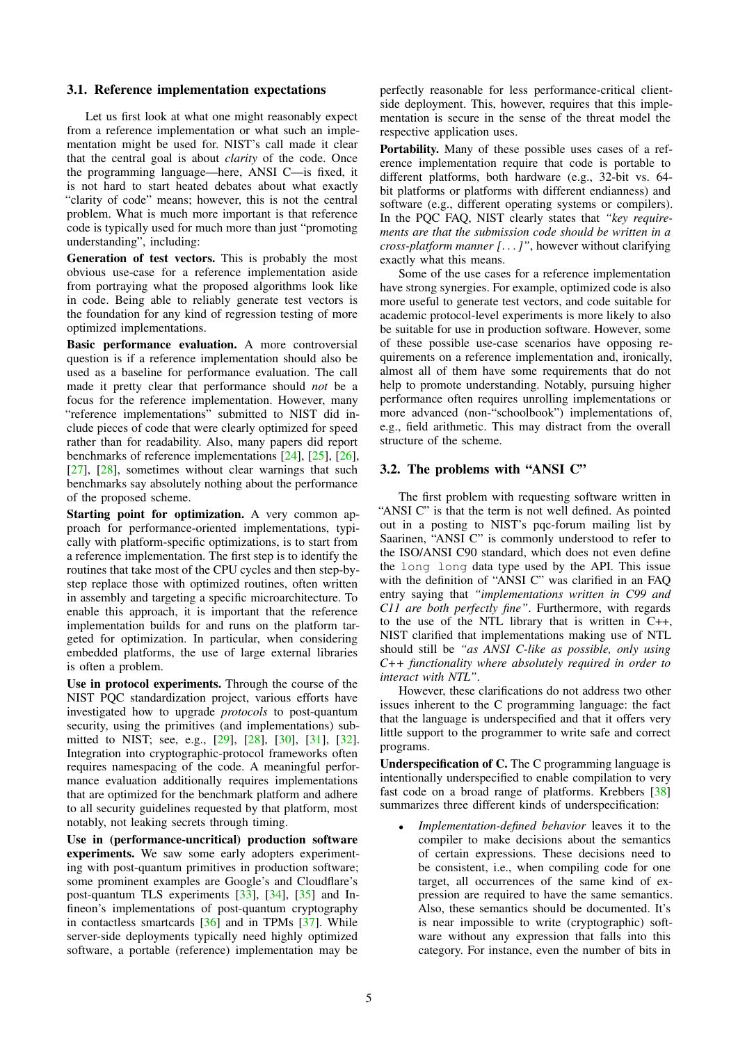### 3.1. Reference implementation expectations

Let us first look at what one might reasonably expect from a reference implementation or what such an implementation might be used for. NIST's call made it clear that the central goal is about *clarity* of the code. Once the programming language—here, ANSI C—is fixed, it is not hard to start heated debates about what exactly "clarity of code" means; however, this is not the central problem. What is much more important is that reference code is typically used for much more than just "promoting understanding", including:

**Generation of test vectors.** This is probably the most obvious use-case for a reference implementation aside from portraying what the proposed algorithms look like in code. Being able to reliably generate test vectors is the foundation for any kind of regression testing of more optimized implementations.

**Basic performance evaluation.** A more controversial question is if a reference implementation should also be used as a baseline for performance evaluation. The call made it pretty clear that performance should *not* be a focus for the reference implementation. However, many "reference implementations" submitted to NIST did include pieces of code that were clearly optimized for speed rather than for readability. Also, many papers did report benchmarks of reference implementations [24], [25], [26], [27], [28], sometimes without clear warnings that such benchmarks say absolutely nothing about the performance of the proposed scheme.

**Starting point for optimization.** A very common approach for performance-oriented implementations, typically with platform-specific optimizations, is to start from a reference implementation. The first step is to identify the routines that take most of the CPU cycles and then step-by-step replace those with optimized routines, often written in assembly and targeting a specific microarchitecture. To enable this approach, it is important that the reference implementation builds for and runs on the platform targeted for optimization. In particular, when considering embedded platforms, the use of large external libraries is often a problem.

**Use in protocol experiments.** Through the course of the NIST PQC standardization project, various efforts have investigated how to upgrade *protocols* to post-quantum security, using the primitives (and implementations) submitted to NIST; see, e.g., [29], [28], [30], [31], [32]. Integration into cryptographic-protocol frameworks often requires namespacing of the code. A meaningful performance evaluation additionally requires implementations that are optimized for the benchmark platform and adhere to all security guidelines requested by that platform, most notably, not leaking secrets through timing.

**Use in (performance-uncritical) production software experiments.** We saw some early adopters experimenting with post-quantum primitives in production software; some prominent examples are Google's and Cloudflare's post-quantum TLS experiments [33], [34], [35] and Infineon's implementations of post-quantum cryptography in contactless smartcards [36] and in TPMs [37]. While server-side deployments typically need highly optimized software, a portable (reference) implementation may be perfectly reasonable for less performance-critical client-side deployment. This, however, requires that this implementation is secure in the sense of the threat model the respective application uses.

**Portability.** Many of these possible uses cases of a reference implementation require that code is portable to different platforms, both hardware (e.g., 32-bit vs. 64-bit platforms or platforms with different endianness) and software (e.g., different operating systems or compilers). In the PQC FAQ, NIST clearly states that *"key requirements are that the submission code should be written in a cross-platform manner [...]"*, however without clarifying exactly what this means.

Some of the use cases for a reference implementation have strong synergies. For example, optimized code is also more useful to generate test vectors, and code suitable for academic protocol-level experiments is more likely to also be suitable for use in production software. However, some of these possible use-case scenarios have opposing requirements on a reference implementation and, ironically, almost all of them have some requirements that do not help to promote understanding. Notably, pursuing higher performance often requires unrolling implementations or more advanced (non-"schoolbook") implementations of, e.g., field arithmetic. This may distract from the overall structure of the scheme.

### 3.2. The problems with "ANSI C"

The first problem with requesting software written in "ANSI C" is that the term is not well defined. As pointed out in a posting to NIST's pqc-forum mailing list by Saarinen, "ANSI C" is commonly understood to refer to the ISO/ANSI C90 standard, which does not even define the `long long` data type used by the API. This issue with the definition of "ANSI C" was clarified in an FAQ entry saying that *"implementations written in C99 and C11 are both perfectly fine"*. Furthermore, with regards to the use of the NTL library that is written in C++, NIST clarified that implementations making use of NTL should still be *"as ANSI C-like as possible, only using C++ functionality where absolutely required in order to interact with NTL"*.

However, these clarifications do not address two other issues inherent to the C programming language: the fact that the language is underspecified and that it offers very little support to the programmer to write safe and correct programs.

**Underspecification of C.** The C programming language is intentionally underspecified to enable compilation to very fast code on a broad range of platforms. Krebbers [38] summarizes three different kinds of underspecification:

- *Implementation-defined behavior* leaves it to the compiler to make decisions about the semantics of certain expressions. These decisions need to be consistent, i.e., when compiling code for one target, all occurrences of the same kind of expression are required to have the same semantics. Also, these semantics should be documented. It's is near impossible to write (cryptographic) software without any expression that falls into this category. For instance, even the number of bits in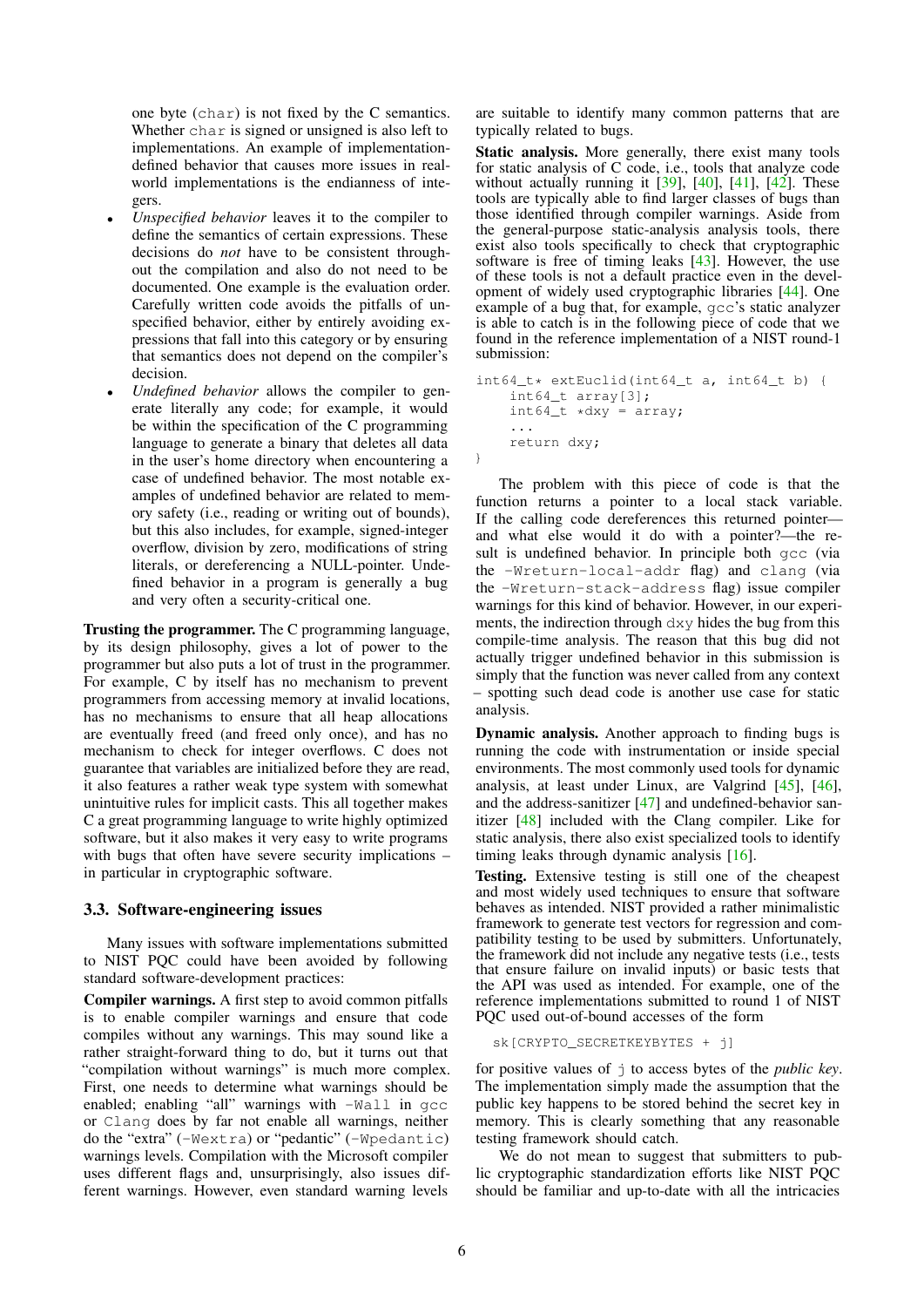one byte (char) is not fixed by the C semantics. Whether char is signed or unsigned is also left to implementations. An example of implementation-defined behavior that causes more issues in real-world implementations is the endianness of integers.

- *Unspecified behavior* leaves it to the compiler to define the semantics of certain expressions. These decisions do *not* have to be consistent throughout the compilation and also do not need to be documented. One example is the evaluation order. Carefully written code avoids the pitfalls of unspecified behavior, either by entirely avoiding expressions that fall into this category or by ensuring that semantics does not depend on the compiler's decision.
- *Undefined behavior* allows the compiler to generate literally any code; for example, it would be within the specification of the C programming language to generate a binary that deletes all data in the user's home directory when encountering a case of undefined behavior. The most notable examples of undefined behavior are related to memory safety (i.e., reading or writing out of bounds), but this also includes, for example, signed-integer overflow, division by zero, modifications of string literals, or dereferencing a NULL-pointer. Undefined behavior in a program is generally a bug and very often a security-critical one.

**Trusting the programmer.** The C programming language, by its design philosophy, gives a lot of power to the programmer but also puts a lot of trust in the programmer. For example, C by itself has no mechanism to prevent programmers from accessing memory at invalid locations, has no mechanisms to ensure that all heap allocations are eventually freed (and freed only once), and has no mechanism to check for integer overflows. C does not guarantee that variables are initialized before they are read, it also features a rather weak type system with somewhat unintuitive rules for implicit casts. This all together makes C a great programming language to write highly optimized software, but it also makes it very easy to write programs with bugs that often have severe security implications – in particular in cryptographic software.

### 3.3. Software-engineering issues

Many issues with software implementations submitted to NIST PQC could have been avoided by following standard software-development practices:

**Compiler warnings.** A first step to avoid common pitfalls is to enable compiler warnings and ensure that code compiles without any warnings. This may sound like a rather straight-forward thing to do, but it turns out that "compilation without warnings" is much more complex. First, one needs to determine what warnings should be enabled; enabling "all" warnings with -Wall in gcc or Clang does by far not enable all warnings, neither do the "extra" (-Wextra) or "pedantic" (-Wpedantic) warnings levels. Compilation with the Microsoft compiler uses different flags and, unsurprisingly, also issues different warnings. However, even standard warning levels are suitable to identify many common patterns that are typically related to bugs.

**Static analysis.** More generally, there exist many tools for static analysis of C code, i.e., tools that analyze code without actually running it [39], [40], [41], [42]. These tools are typically able to find larger classes of bugs than those identified through compiler warnings. Aside from the general-purpose static-analysis analysis tools, there exist also tools specifically to check that cryptographic software is free of timing leaks [43]. However, the use of these tools is not a default practice even in the development of widely used cryptographic libraries [44]. One example of a bug that, for example, gcc's static analyzer is able to catch is in the following piece of code that we found in the reference implementation of a NIST round-1 submission:

```
int64_t* extEuclid(int64_t a, int64_t b) {
    int64_t array[3];
    int64_t *dxy = array;
    ...
    return dxy;
}
```

The problem with this piece of code is that the function returns a pointer to a local stack variable. If the calling code dereferences this returned pointer—and what else would it do with a pointer?—the result is undefined behavior. In principle both gcc (via the -Wreturn-local-addr flag) and clang (via the -Wreturn-stack-address flag) issue compiler warnings for this kind of behavior. However, in our experiments, the indirection through dxy hides the bug from this compile-time analysis. The reason that this bug did not actually trigger undefined behavior in this submission is simply that the function was never called from any context – spotting such dead code is another use case for static analysis.

**Dynamic analysis.** Another approach to finding bugs is running the code with instrumentation or inside special environments. The most commonly used tools for dynamic analysis, at least under Linux, are Valgrind [45], [46], and the address-sanitizer [47] and undefined-behavior sanitizer [48] included with the Clang compiler. Like for static analysis, there also exist specialized tools to identify timing leaks through dynamic analysis [16].

**Testing.** Extensive testing is still one of the cheapest and most widely used techniques to ensure that software behaves as intended. NIST provided a rather minimalistic framework to generate test vectors for regression and compatibility testing to be used by submitters. Unfortunately, the framework did not include any negative tests (i.e., tests that ensure failure on invalid inputs) or basic tests that the API was used as intended. For example, one of the reference implementations submitted to round 1 of NIST PQC used out-of-bound accesses of the form

```
sk[CRYPTO_SECRETKEYBYTES + j]
```

for positive values of j to access bytes of the *public key*. The implementation simply made the assumption that the public key happens to be stored behind the secret key in memory. This is clearly something that any reasonable testing framework should catch.

We do not mean to suggest that submitters to public cryptographic standardization efforts like NIST PQC should be familiar and up-to-date with all the intricacies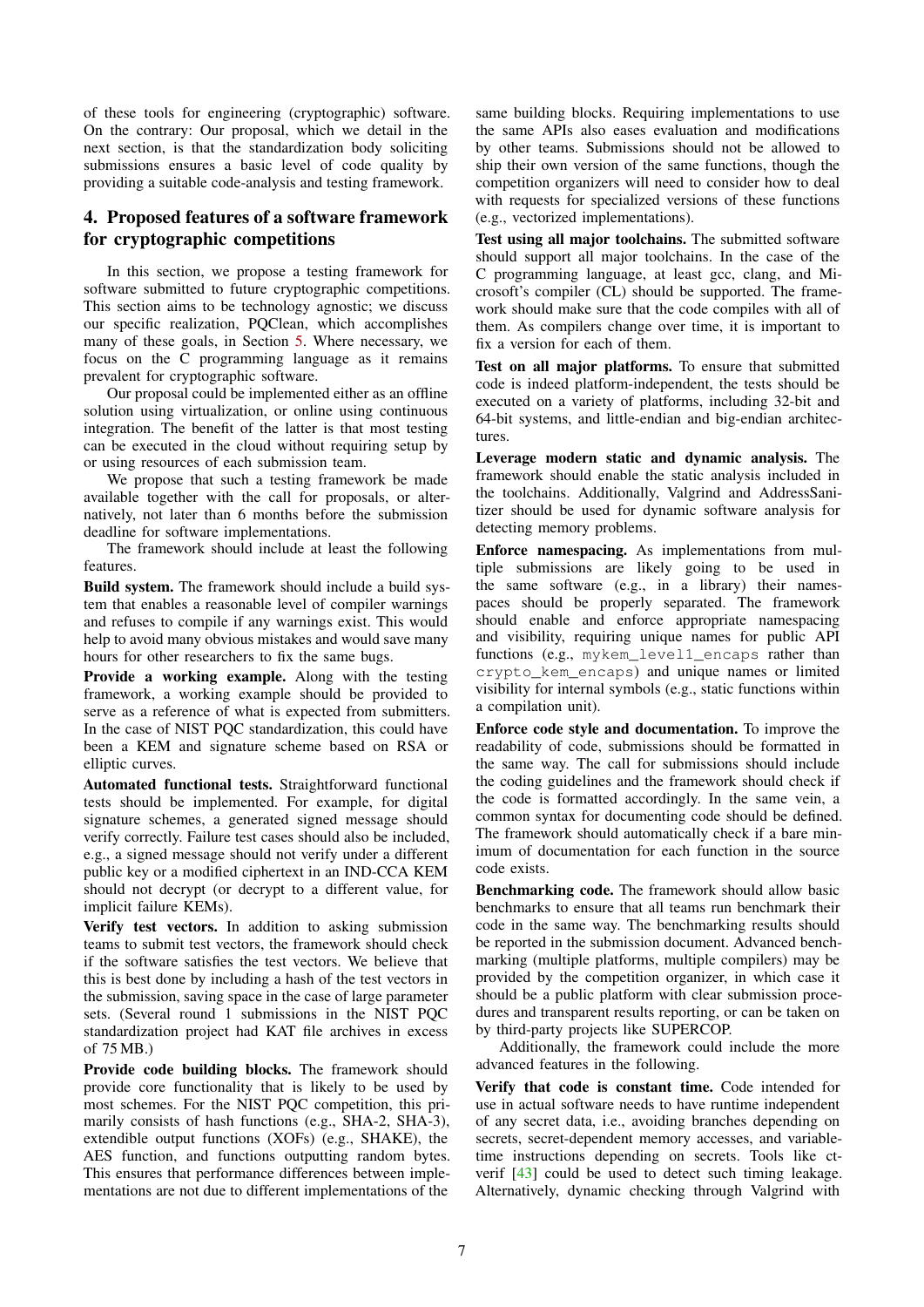of these tools for engineering (cryptographic) software. On the contrary: Our proposal, which we detail in the next section, is that the standardization body soliciting submissions ensures a basic level of code quality by providing a suitable code-analysis and testing framework.

## 4. Proposed features of a software framework for cryptographic competitions

In this section, we propose a testing framework for software submitted to future cryptographic competitions. This section aims to be technology agnostic; we discuss our specific realization, PQClean, which accomplishes many of these goals, in Section 5. Where necessary, we focus on the C programming language as it remains prevalent for cryptographic software.

Our proposal could be implemented either as an offline solution using virtualization, or online using continuous integration. The benefit of the latter is that most testing can be executed in the cloud without requiring setup by or using resources of each submission team.

We propose that such a testing framework be made available together with the call for proposals, or alternatively, not later than 6 months before the submission deadline for software implementations.

The framework should include at least the following features.

**Build system.** The framework should include a build system that enables a reasonable level of compiler warnings and refuses to compile if any warnings exist. This would help to avoid many obvious mistakes and would save many hours for other researchers to fix the same bugs.

**Provide a working example.** Along with the testing framework, a working example should be provided to serve as a reference of what is expected from submitters. In the case of NIST PQC standardization, this could have been a KEM and signature scheme based on RSA or elliptic curves.

**Automated functional tests.** Straightforward functional tests should be implemented. For example, for digital signature schemes, a generated signed message should verify correctly. Failure test cases should also be included, e.g., a signed message should not verify under a different public key or a modified ciphertext in an IND-CCA KEM should not decrypt (or decrypt to a different value, for implicit failure KEMs).

**Verify test vectors.** In addition to asking submission teams to submit test vectors, the framework should check if the software satisfies the test vectors. We believe that this is best done by including a hash of the test vectors in the submission, saving space in the case of large parameter sets. (Several round 1 submissions in the NIST PQC standardization project had KAT file archives in excess of 75 MB.)

**Provide code building blocks.** The framework should provide core functionality that is likely to be used by most schemes. For the NIST PQC competition, this primarily consists of hash functions (e.g., SHA-2, SHA-3), extendible output functions (XOFs) (e.g., SHAKE), the AES function, and functions outputting random bytes. This ensures that performance differences between implementations are not due to different implementations of the same building blocks. Requiring implementations to use the same APIs also eases evaluation and modifications by other teams. Submissions should not be allowed to ship their own version of the same functions, though the competition organizers will need to consider how to deal with requests for specialized versions of these functions (e.g., vectorized implementations).

**Test using all major toolchains.** The submitted software should support all major toolchains. In the case of the C programming language, at least gcc, clang, and Microsoft's compiler (CL) should be supported. The framework should make sure that the code compiles with all of them. As compilers change over time, it is important to fix a version for each of them.

**Test on all major platforms.** To ensure that submitted code is indeed platform-independent, the tests should be executed on a variety of platforms, including 32-bit and 64-bit systems, and little-endian and big-endian architectures.

**Leverage modern static and dynamic analysis.** The framework should enable the static analysis included in the toolchains. Additionally, Valgrind and AddressSanitizer should be used for dynamic software analysis for detecting memory problems.

**Enforce namespacing.** As implementations from multiple submissions are likely going to be used in the same software (e.g., in a library) their namespaces should be properly separated. The framework should enable and enforce appropriate namespacing and visibility, requiring unique names for public API functions (e.g., `mykem_level1_encaps` rather than `crypto_kem_encaps`) and unique names or limited visibility for internal symbols (e.g., static functions within a compilation unit).

**Enforce code style and documentation.** To improve the readability of code, submissions should be formatted in the same way. The call for submissions should include the coding guidelines and the framework should check if the code is formatted accordingly. In the same vein, a common syntax for documenting code should be defined. The framework should automatically check if a bare minimum of documentation for each function in the source code exists.

**Benchmarking code.** The framework should allow basic benchmarks to ensure that all teams run benchmark their code in the same way. The benchmarking results should be reported in the submission document. Advanced benchmarking (multiple platforms, multiple compilers) may be provided by the competition organizer, in which case it should be a public platform with clear submission procedures and transparent results reporting, or can be taken on by third-party projects like SUPERCOP.

Additionally, the framework could include the more advanced features in the following.

**Verify that code is constant time.** Code intended for use in actual software needs to have runtime independent of any secret data, i.e., avoiding branches depending on secrets, secret-dependent memory accesses, and variable-time instructions depending on secrets. Tools like ct-verif [43] could be used to detect such timing leakage. Alternatively, dynamic checking through Valgrind with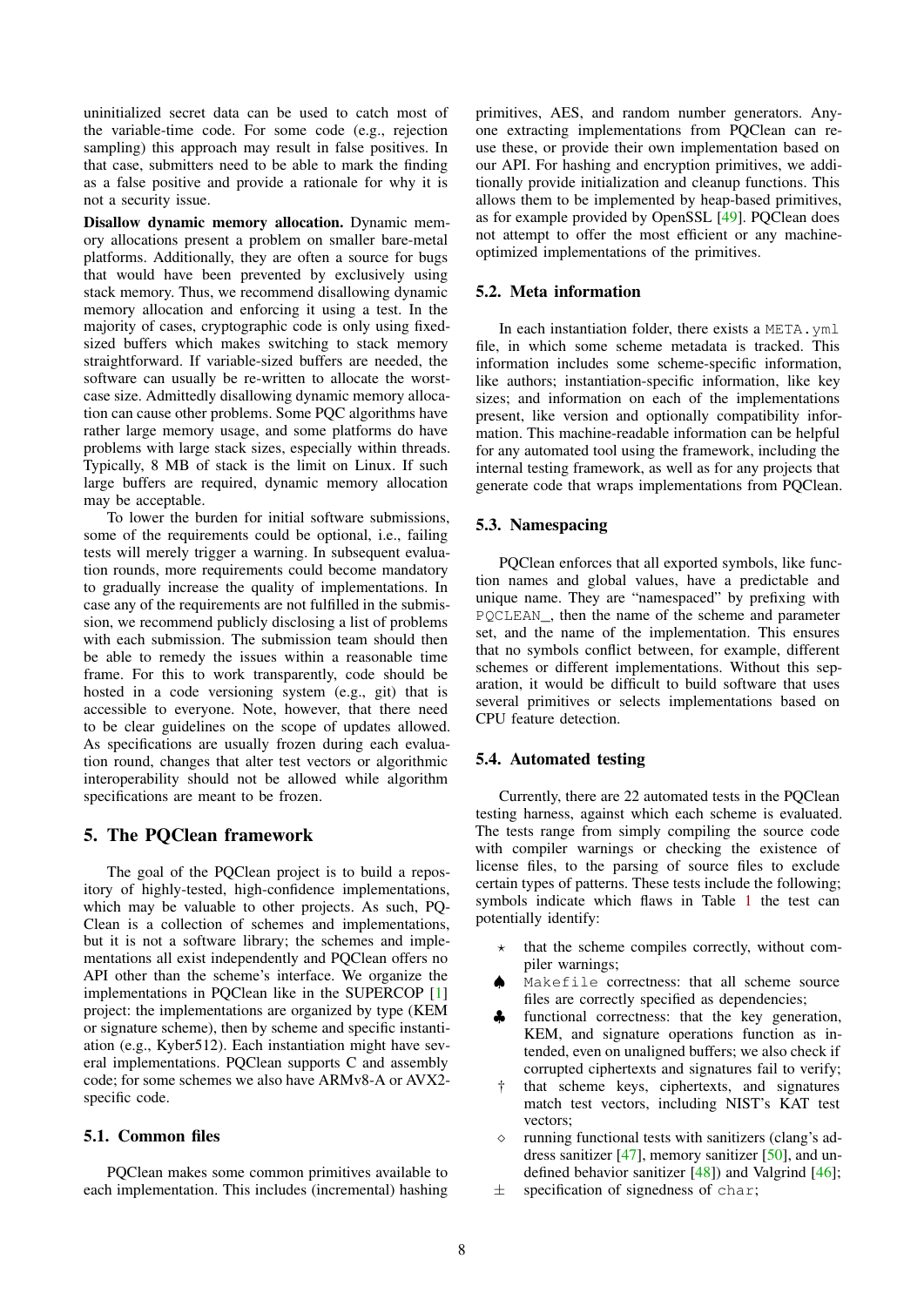uninitialized secret data can be used to catch most of the variable-time code. For some code (e.g., rejection sampling) this approach may result in false positives. In that case, submitters need to be able to mark the finding as a false positive and provide a rationale for why it is not a security issue.

**Disallow dynamic memory allocation.** Dynamic memory allocations present a problem on smaller bare-metal platforms. Additionally, they are often a source for bugs that would have been prevented by exclusively using stack memory. Thus, we recommend disallowing dynamic memory allocation and enforcing it using a test. In the majority of cases, cryptographic code is only using fixed-sized buffers which makes switching to stack memory straightforward. If variable-sized buffers are needed, the software can usually be re-written to allocate the worst-case size. Admittedly disallowing dynamic memory allocation can cause other problems. Some PQC algorithms have rather large memory usage, and some platforms do have problems with large stack sizes, especially within threads. Typically, 8 MB of stack is the limit on Linux. If such large buffers are required, dynamic memory allocation may be acceptable.

To lower the burden for initial software submissions, some of the requirements could be optional, i.e., failing tests will merely trigger a warning. In subsequent evaluation rounds, more requirements could become mandatory to gradually increase the quality of implementations. In case any of the requirements are not fulfilled in the submission, we recommend publicly disclosing a list of problems with each submission. The submission team should then be able to remedy the issues within a reasonable time frame. For this to work transparently, code should be hosted in a code versioning system (e.g., git) that is accessible to everyone. Note, however, that there need to be clear guidelines on the scope of updates allowed. As specifications are usually frozen during each evaluation round, changes that alter test vectors or algorithmic interoperability should not be allowed while algorithm specifications are meant to be frozen.

# 5. The PQClean framework

The goal of the PQClean project is to build a repository of highly-tested, high-confidence implementations, which may be valuable to other projects. As such, PQClean is a collection of schemes and implementations, but it is not a software library; the schemes and implementations all exist independently and PQClean offers no API other than the scheme's interface. We organize the implementations in PQClean like in the SUPERCOP [1] project: the implementations are organized by type (KEM or signature scheme), then by scheme and specific instantiation (e.g., Kyber512). Each instantiation might have several implementations. PQClean supports C and assembly code; for some schemes we also have ARMv8-A or AVX2-specific code.

## 5.1. Common files

PQClean makes some common primitives available to each implementation. This includes (incremental) hashing primitives, AES, and random number generators. Anyone extracting implementations from PQClean can reuse these, or provide their own implementation based on our API. For hashing and encryption primitives, we additionally provide initialization and cleanup functions. This allows them to be implemented by heap-based primitives, as for example provided by OpenSSL [49]. PQClean does not attempt to offer the most efficient or any machine-optimized implementations of the primitives.

## 5.2. Meta information

In each instantiation folder, there exists a `META.yml` file, in which some scheme metadata is tracked. This information includes some scheme-specific information, like authors; instantiation-specific information, like key sizes; and information on each of the implementations present, like version and optionally compatibility information. This machine-readable information can be helpful for any automated tool using the framework, including the internal testing framework, as well as for any projects that generate code that wraps implementations from PQClean.

## 5.3. Namespacing

PQClean enforces that all exported symbols, like function names and global values, have a predictable and unique name. They are "namespaced" by prefixing with `PQCLEAN_`, then the name of the scheme and parameter set, and the name of the implementation. This ensures that no symbols conflict between, for example, different schemes or different implementations. Without this separation, it would be difficult to build software that uses several primitives or selects implementations based on CPU feature detection.

## 5.4. Automated testing

Currently, there are 22 automated tests in the PQClean testing harness, against which each scheme is evaluated. The tests range from simply compiling the source code with compiler warnings or checking the existence of license files, to the parsing of source files to exclude certain types of patterns. These tests include the following; symbols indicate which flaws in Table 1 the test can potentially identify:

- ⋆ that the scheme compiles correctly, without compiler warnings;
- ♠ `Makefile` correctness: that all scheme source files are correctly specified as dependencies;
- ♣ functional correctness: that the key generation, KEM, and signature operations function as intended, even on unaligned buffers; we also check if corrupted ciphertexts and signatures fail to verify;
- † that scheme keys, ciphertexts, and signatures match test vectors, including NIST's KAT test vectors;
- ⋄ running functional tests with sanitizers (clang's address sanitizer [47], memory sanitizer [50], and undefined behavior sanitizer [48]) and Valgrind [46];
- ± specification of signedness of `char`;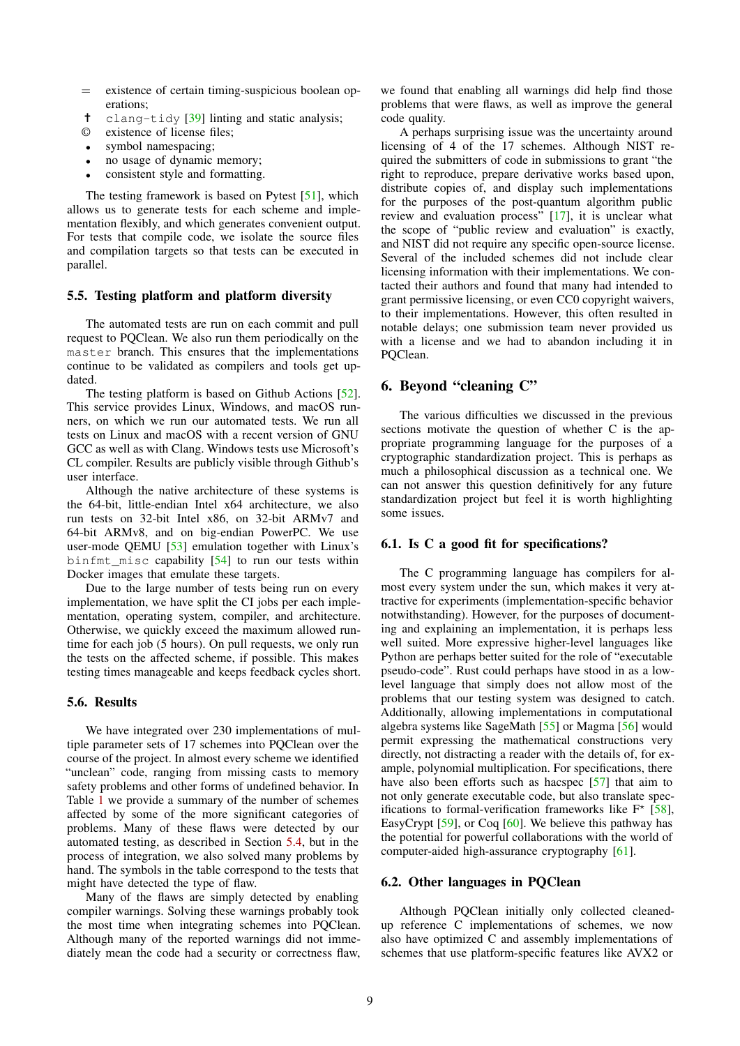- = existence of certain timing-suspicious boolean operations;
- † clang-tidy [39] linting and static analysis;
- © existence of license files;
- symbol namespacing;
- no usage of dynamic memory;
- consistent style and formatting.

The testing framework is based on Pytest [51], which allows us to generate tests for each scheme and implementation flexibly, and which generates convenient output. For tests that compile code, we isolate the source files and compilation targets so that tests can be executed in parallel.

### 5.5. Testing platform and platform diversity

The automated tests are run on each commit and pull request to PQClean. We also run them periodically on the `master` branch. This ensures that the implementations continue to be validated as compilers and tools get updated.

The testing platform is based on Github Actions [52]. This service provides Linux, Windows, and macOS runners, on which we run our automated tests. We run all tests on Linux and macOS with a recent version of GNU GCC as well as with Clang. Windows tests use Microsoft's CL compiler. Results are publicly visible through Github's user interface.

Although the native architecture of these systems is the 64-bit, little-endian Intel x64 architecture, we also run tests on 32-bit Intel x86, on 32-bit ARMv7 and 64-bit ARMv8, and on big-endian PowerPC. We use user-mode QEMU [53] emulation together with Linux's `binfmt_misc` capability [54] to run our tests within Docker images that emulate these targets.

Due to the large number of tests being run on every implementation, we have split the CI jobs per each implementation, operating system, compiler, and architecture. Otherwise, we quickly exceed the maximum allowed runtime for each job (5 hours). On pull requests, we only run the tests on the affected scheme, if possible. This makes testing times manageable and keeps feedback cycles short.

### 5.6. Results

We have integrated over 230 implementations of multiple parameter sets of 17 schemes into PQClean over the course of the project. In almost every scheme we identified "unclean" code, ranging from missing casts to memory safety problems and other forms of undefined behavior. In Table 1 we provide a summary of the number of schemes affected by some of the more significant categories of problems. Many of these flaws were detected by our automated testing, as described in Section 5.4, but in the process of integration, we also solved many problems by hand. The symbols in the table correspond to the tests that might have detected the type of flaw.

Many of the flaws are simply detected by enabling compiler warnings. Solving these warnings probably took the most time when integrating schemes into PQClean. Although many of the reported warnings did not immediately mean the code had a security or correctness flaw, we found that enabling all warnings did help find those problems that were flaws, as well as improve the general code quality.

A perhaps surprising issue was the uncertainty around licensing of 4 of the 17 schemes. Although NIST required the submitters of code in submissions to grant "the right to reproduce, prepare derivative works based upon, distribute copies of, and display such implementations for the purposes of the post-quantum algorithm public review and evaluation process" [17], it is unclear what the scope of "public review and evaluation" is exactly, and NIST did not require any specific open-source license. Several of the included schemes did not include clear licensing information with their implementations. We contacted their authors and found that many had intended to grant permissive licensing, or even CC0 copyright waivers, to their implementations. However, this often resulted in notable delays; one submission team never provided us with a license and we had to abandon including it in PQClean.

## 6. Beyond "cleaning C"

The various difficulties we discussed in the previous sections motivate the question of whether C is the appropriate programming language for the purposes of a cryptographic standardization project. This is perhaps as much a philosophical discussion as a technical one. We can not answer this question definitively for any future standardization project but feel it is worth highlighting some issues.

### 6.1. Is C a good fit for specifications?

The C programming language has compilers for almost every system under the sun, which makes it very attractive for experiments (implementation-specific behavior notwithstanding). However, for the purposes of documenting and explaining an implementation, it is perhaps less well suited. More expressive higher-level languages like Python are perhaps better suited for the role of "executable pseudo-code". Rust could perhaps have stood in as a low-level language that simply does not allow most of the problems that our testing system was designed to catch. Additionally, allowing implementations in computational algebra systems like SageMath [55] or Magma [56] would permit expressing the mathematical constructions very directly, not distracting a reader with the details of, for example, polynomial multiplication. For specifications, there have also been efforts such as hacspec [57] that aim to not only generate executable code, but also translate specifications to formal-verification frameworks like F* [58], EasyCrypt [59], or Coq [60]. We believe this pathway has the potential for powerful collaborations with the world of computer-aided high-assurance cryptography [61].

### 6.2. Other languages in PQClean

Although PQClean initially only collected cleaned-up reference C implementations of schemes, we now also have optimized C and assembly implementations of schemes that use platform-specific features like AVX2 or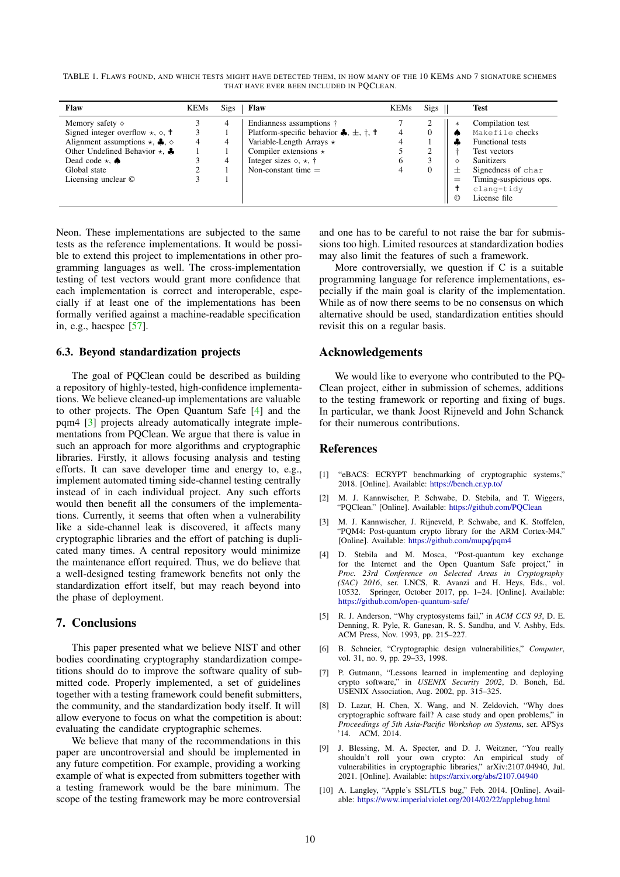TABLE 1. Flaws found, and which tests might have detected them, in how many of the 10 KEMs and 7 signature schemes that have ever been included in PQClean.

| Flaw | KEMs | Sigs | Flaw | KEMs | Sigs | | Test |
|---|---|---|---|---|---|---|---|
| Memory safety ◇ | 3 | 4 | Endianness assumptions † | 7 | 2 | ⋆ | Compilation test |
| Signed integer overflow ⋆, ◇, ✝ | 3 | 1 | Platform-specific behavior ♣, ±, †, ✝ | 4 | 0 | ♠ | `Makefile` checks |
| Alignment assumptions ⋆, ♣, ◇ | 4 | 4 | Variable-Length Arrays ⋆ | 4 | 1 | ♣ | Functional tests |
| Other Undefined Behavior ⋆, ♣ | 1 | 1 | Compiler extensions ⋆ | 5 | 2 | † | Test vectors |
| Dead code ⋆, ♠ | 3 | 4 | Integer sizes ◇, ⋆, † | 6 | 3 | ◇ | Sanitizers |
| Global state | 2 | 1 | Non-constant time = | 4 | 0 | ± | Signedness of `char` |
| Licensing unclear © | 3 | 1 | | | | = | Timing-suspicious ops. |
| | | | | | | ✝ | `clang-tidy` |
| | | | | | | © | License file |

Neon. These implementations are subjected to the same tests as the reference implementations. It would be possible to extend this project to implementations in other programming languages as well. The cross-implementation testing of test vectors would grant more confidence that each implementation is correct and interoperable, especially if at least one of the implementations has been formally verified against a machine-readable specification in, e.g., hacspec [57].

### 6.3. Beyond standardization projects

The goal of PQClean could be described as building a repository of highly-tested, high-confidence implementations. We believe cleaned-up implementations are valuable to other projects. The Open Quantum Safe [4] and the pqm4 [3] projects already automatically integrate implementations from PQClean. We argue that there is value in such an approach for more algorithms and cryptographic libraries. Firstly, it allows focusing analysis and testing efforts. It can save developer time and energy to, e.g., implement automated timing side-channel testing centrally instead of in each individual project. Any such efforts would then benefit all the consumers of the implementations. Currently, it seems that often when a vulnerability like a side-channel leak is discovered, it affects many cryptographic libraries and the effort of patching is duplicated many times. A central repository would minimize the maintenance effort required. Thus, we do believe that a well-designed testing framework benefits not only the standardization effort itself, but may reach beyond into the phase of deployment.

## 7. Conclusions

This paper presented what we believe NIST and other bodies coordinating cryptography standardization competitions should do to improve the software quality of submitted code. Properly implemented, a set of guidelines together with a testing framework could benefit submitters, the community, and the standardization body itself. It will allow everyone to focus on what the competition is about: evaluating the candidate cryptographic schemes.

We believe that many of the recommendations in this paper are uncontroversial and should be implemented in any future competition. For example, providing a working example of what is expected from submitters together with a testing framework would be the bare minimum. The scope of the testing framework may be more controversial and one has to be careful to not raise the bar for submissions too high. Limited resources at standardization bodies may also limit the features of such a framework.

More controversially, we question if C is a suitable programming language for reference implementations, especially if the main goal is clarity of the implementation. While as of now there seems to be no consensus on which alternative should be used, standardization entities should revisit this on a regular basis.

## Acknowledgements

We would like to everyone who contributed to the PQClean project, either in submission of schemes, additions to the testing framework or reporting and fixing of bugs. In particular, we thank Joost Rijneveld and John Schanck for their numerous contributions.

## References

[1] "eBACS: ECRYPT benchmarking of cryptographic systems," 2018. [Online]. Available: https://bench.cr.yp.to/

[2] M. J. Kannwischer, P. Schwabe, D. Stebila, and T. Wiggers, "PQClean." [Online]. Available: https://github.com/PQClean

[3] M. J. Kannwischer, J. Rijneveld, P. Schwabe, and K. Stoffelen, "PQM4: Post-quantum crypto library for the ARM Cortex-M4." [Online]. Available: https://github.com/mupq/pqm4

[4] D. Stebila and M. Mosca, "Post-quantum key exchange for the Internet and the Open Quantum Safe project," in *Proc. 23rd Conference on Selected Areas in Cryptography (SAC) 2016*, ser. LNCS, R. Avanzi and H. Heys, Eds., vol. 10532. Springer, October 2017, pp. 1–24. [Online]. Available: https://github.com/open-quantum-safe/

[5] R. J. Anderson, "Why cryptosystems fail," in *ACM CCS 93*, D. E. Denning, R. Pyle, R. Ganesan, R. S. Sandhu, and V. Ashby, Eds. ACM Press, Nov. 1993, pp. 215–227.

[6] B. Schneier, "Cryptographic design vulnerabilities," *Computer*, vol. 31, no. 9, pp. 29–33, 1998.

[7] P. Gutmann, "Lessons learned in implementing and deploying crypto software," in *USENIX Security 2002*, D. Boneh, Ed. USENIX Association, Aug. 2002, pp. 315–325.

[8] D. Lazar, H. Chen, X. Wang, and N. Zeldovich, "Why does cryptographic software fail? A case study and open problems," in *Proceedings of 5th Asia-Pacific Workshop on Systems*, ser. APSys '14. ACM, 2014.

[9] J. Blessing, M. A. Specter, and D. J. Weitzner, "You really shouldn't roll your own crypto: An empirical study of vulnerabilities in cryptographic libraries," arXiv:2107.04940, Jul. 2021. [Online]. Available: https://arxiv.org/abs/2107.04940

[10] A. Langley, "Apple's SSL/TLS bug," Feb. 2014. [Online]. Available: https://www.imperialviolet.org/2014/02/22/applebug.html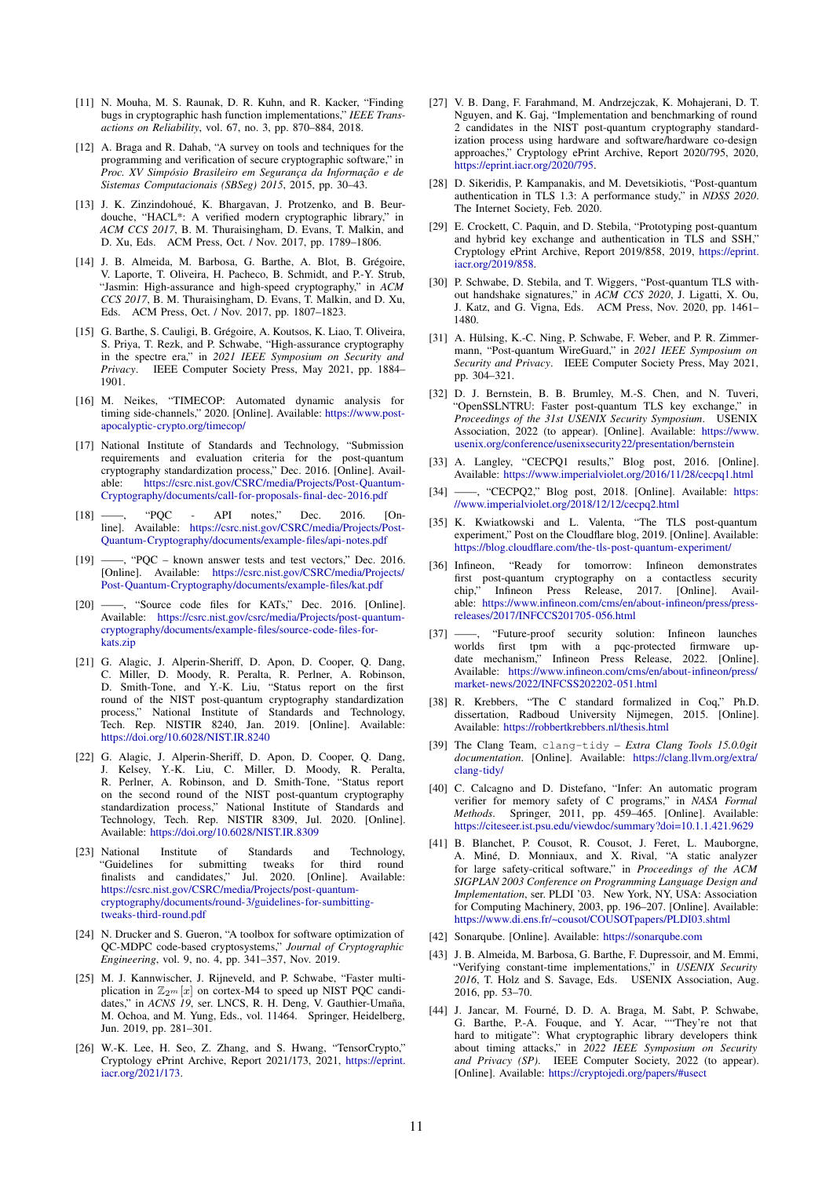[11] N. Mouha, M. S. Raunak, D. R. Kuhn, and R. Kacker, "Finding bugs in cryptographic hash function implementations," *IEEE Transactions on Reliability*, vol. 67, no. 3, pp. 870–884, 2018.

[12] A. Braga and R. Dahab, "A survey on tools and techniques for the programming and verification of secure cryptographic software," in *Proc. XV Simpósio Brasileiro em Segurança da Informação e de Sistemas Computacionais (SBSeg) 2015*, 2015, pp. 30–43.

[13] J. K. Zinzindohoué, K. Bhargavan, J. Protzenko, and B. Beurdouche, "HACL*: A verified modern cryptographic library," in *ACM CCS 2017*, B. M. Thuraisingham, D. Evans, T. Malkin, and D. Xu, Eds. ACM Press, Oct. / Nov. 2017, pp. 1789–1806.

[14] J. B. Almeida, M. Barbosa, G. Barthe, A. Blot, B. Grégoire, V. Laporte, T. Oliveira, H. Pacheco, B. Schmidt, and P.-Y. Strub, "Jasmin: High-assurance and high-speed cryptography," in *ACM CCS 2017*, B. M. Thuraisingham, D. Evans, T. Malkin, and D. Xu, Eds. ACM Press, Oct. / Nov. 2017, pp. 1807–1823.

[15] G. Barthe, S. Cauligi, B. Grégoire, A. Koutsos, K. Liao, T. Oliveira, S. Priya, T. Rezk, and P. Schwabe, "High-assurance cryptography in the spectre era," in *2021 IEEE Symposium on Security and Privacy*. IEEE Computer Society Press, May 2021, pp. 1884–1901.

[16] M. Neikes, "TIMECOP: Automated dynamic analysis for timing side-channels," 2020. [Online]. Available: https://www.post-apocalyptic-crypto.org/timecop/

[17] National Institute of Standards and Technology, "Submission requirements and evaluation criteria for the post-quantum cryptography standardization process," Dec. 2016. [Online]. Available: https://csrc.nist.gov/CSRC/media/Projects/Post-Quantum-Cryptography/documents/call-for-proposals-final-dec-2016.pdf

[18] ——, "PQC - API notes," Dec. 2016. [Online]. Available: https://csrc.nist.gov/CSRC/media/Projects/Post-Quantum-Cryptography/documents/example-files/api-notes.pdf

[19] ——, "PQC – known answer tests and test vectors," Dec. 2016. [Online]. Available: https://csrc.nist.gov/CSRC/media/Projects/Post-Quantum-Cryptography/documents/example-files/kat.pdf

[20] ——, "Source code files for KATs," Dec. 2016. [Online]. Available: https://csrc.nist.gov/csrc/media/Projects/post-quantum-cryptography/documents/example-files/source-code-files-for-kats.zip

[21] G. Alagic, J. Alperin-Sheriff, D. Apon, D. Cooper, Q. Dang, C. Miller, D. Moody, R. Peralta, R. Perlner, A. Robinson, D. Smith-Tone, and Y.-K. Liu, "Status report on the first round of the NIST post-quantum cryptography standardization process," National Institute of Standards and Technology, Tech. Rep. NISTIR 8240, Jan. 2019. [Online]. Available: https://doi.org/10.6028/NIST.IR.8240

[22] G. Alagic, J. Alperin-Sheriff, D. Apon, D. Cooper, Q. Dang, J. Kelsey, Y.-K. Liu, C. Miller, D. Moody, R. Peralta, R. Perlner, A. Robinson, and D. Smith-Tone, "Status report on the second round of the NIST post-quantum cryptography standardization process," National Institute of Standards and Technology, Tech. Rep. NISTIR 8309, Jul. 2020. [Online]. Available: https://doi.org/10.6028/NIST.IR.8309

[23] National Institute of Standards and Technology, "Guidelines for submitting tweaks for third round finalists and candidates," Jul. 2020. [Online]. Available: https://csrc.nist.gov/CSRC/media/Projects/post-quantum-cryptography/documents/round-3/guidelines-for-sumbitting-tweaks-third-round.pdf

[24] N. Drucker and S. Gueron, "A toolbox for software optimization of QC-MDPC code-based cryptosystems," *Journal of Cryptographic Engineering*, vol. 9, no. 4, pp. 341–357, Nov. 2019.

[25] M. J. Kannwischer, J. Rijneveld, and P. Schwabe, "Faster multiplication in $\mathbb{Z}_{2^m}[x]$ on cortex-M4 to speed up NIST PQC candidates," in *ACNS 19*, ser. LNCS, R. H. Deng, V. Gauthier-Umaña, M. Ochoa, and M. Yung, Eds., vol. 11464. Springer, Heidelberg, Jun. 2019, pp. 281–301.

[26] W.-K. Lee, H. Seo, Z. Zhang, and S. Hwang, "TensorCrypto," Cryptology ePrint Archive, Report 2021/173, 2021, https://eprint.iacr.org/2021/173.

[27] V. B. Dang, F. Farahmand, M. Andrzejczak, K. Mohajerani, D. T. Nguyen, and K. Gaj, "Implementation and benchmarking of round 2 candidates in the NIST post-quantum cryptography standardization process using hardware and software/hardware co-design approaches," Cryptology ePrint Archive, Report 2020/795, 2020, https://eprint.iacr.org/2020/795.

[28] D. Sikeridis, P. Kampanakis, and M. Devetsikiotis, "Post-quantum authentication in TLS 1.3: A performance study," in *NDSS 2020*. The Internet Society, Feb. 2020.

[29] E. Crockett, C. Paquin, and D. Stebila, "Prototyping post-quantum and hybrid key exchange and authentication in TLS and SSH," Cryptology ePrint Archive, Report 2019/858, 2019, https://eprint.iacr.org/2019/858.

[30] P. Schwabe, D. Stebila, and T. Wiggers, "Post-quantum TLS without handshake signatures," in *ACM CCS 2020*, J. Ligatti, X. Ou, J. Katz, and G. Vigna, Eds. ACM Press, Nov. 2020, pp. 1461–1480.

[31] A. Hülsing, K.-C. Ning, P. Schwabe, F. Weber, and P. R. Zimmermann, "Post-quantum WireGuard," in *2021 IEEE Symposium on Security and Privacy*. IEEE Computer Society Press, May 2021, pp. 304–321.

[32] D. J. Bernstein, B. B. Brumley, M.-S. Chen, and N. Tuveri, "OpenSSLNTRU: Faster post-quantum TLS key exchange," in *Proceedings of the 31st USENIX Security Symposium*. USENIX Association, 2022 (to appear). [Online]. Available: https://www.usenix.org/conference/usenixsecurity22/presentation/bernstein

[33] A. Langley, "CECPQ1 results," Blog post, 2016. [Online]. Available: https://www.imperialviolet.org/2016/11/28/cecpq1.html

[34] ——, "CECPQ2," Blog post, 2018. [Online]. Available: https://www.imperialviolet.org/2018/12/12/cecpq2.html

[35] K. Kwiatkowski and L. Valenta, "The TLS post-quantum experiment," Post on the Cloudflare blog, 2019. [Online]. Available: https://blog.cloudflare.com/the-tls-post-quantum-experiment/

[36] Infineon, "Ready for tomorrow: Infineon demonstrates first post-quantum cryptography on a contactless security chip," Infineon Press Release, 2017. [Online]. Available: https://www.infineon.com/cms/en/about-infineon/press/press-releases/2017/INFCCS201705-056.html

[37] ——, "Future-proof security solution: Infineon launches worlds first tpm with a pqc-protected firmware update mechanism," Infineon Press Release, 2022. [Online]. Available: https://www.infineon.com/cms/en/about-infineon/press/market-news/2022/INFCSS202202-051.html

[38] R. Krebbers, "The C standard formalized in Coq," Ph.D. dissertation, Radboud University Nijmegen, 2015. [Online]. Available: https://robbertkrebbers.nl/thesis.html

[39] The Clang Team, `clang-tidy` – *Extra Clang Tools 15.0.0git documentation*. [Online]. Available: https://clang.llvm.org/extra/clang-tidy/

[40] C. Calcagno and D. Distefano, "Infer: An automatic program verifier for memory safety of C programs," in *NASA Formal Methods*. Springer, 2011, pp. 459–465. [Online]. Available: https://citeseer.ist.psu.edu/viewdoc/summary?doi=10.1.1.421.9629

[41] B. Blanchet, P. Cousot, R. Cousot, J. Feret, L. Mauborgne, A. Miné, D. Monniaux, and X. Rival, "A static analyzer for large safety-critical software," in *Proceedings of the ACM SIGPLAN 2003 Conference on Programming Language Design and Implementation*, ser. PLDI '03. New York, NY, USA: Association for Computing Machinery, 2003, pp. 196–207. [Online]. Available: https://www.di.ens.fr/~cousot/COUSOTpapers/PLDI03.shtml

[42] Sonarqube. [Online]. Available: https://sonarqube.com

[43] J. B. Almeida, M. Barbosa, G. Barthe, F. Dupressoir, and M. Emmi, "Verifying constant-time implementations," in *USENIX Security 2016*, T. Holz and S. Savage, Eds. USENIX Association, Aug. 2016, pp. 53–70.

[44] J. Jancar, M. Fourné, D. D. A. Braga, M. Sabt, P. Schwabe, G. Barthe, P.-A. Fouque, and Y. Acar, ""They're not that hard to mitigate": What cryptographic library developers think about timing attacks," in *2022 IEEE Symposium on Security and Privacy (SP)*. IEEE Computer Society, 2022 (to appear). [Online]. Available: https://cryptojedi.org/papers/#usect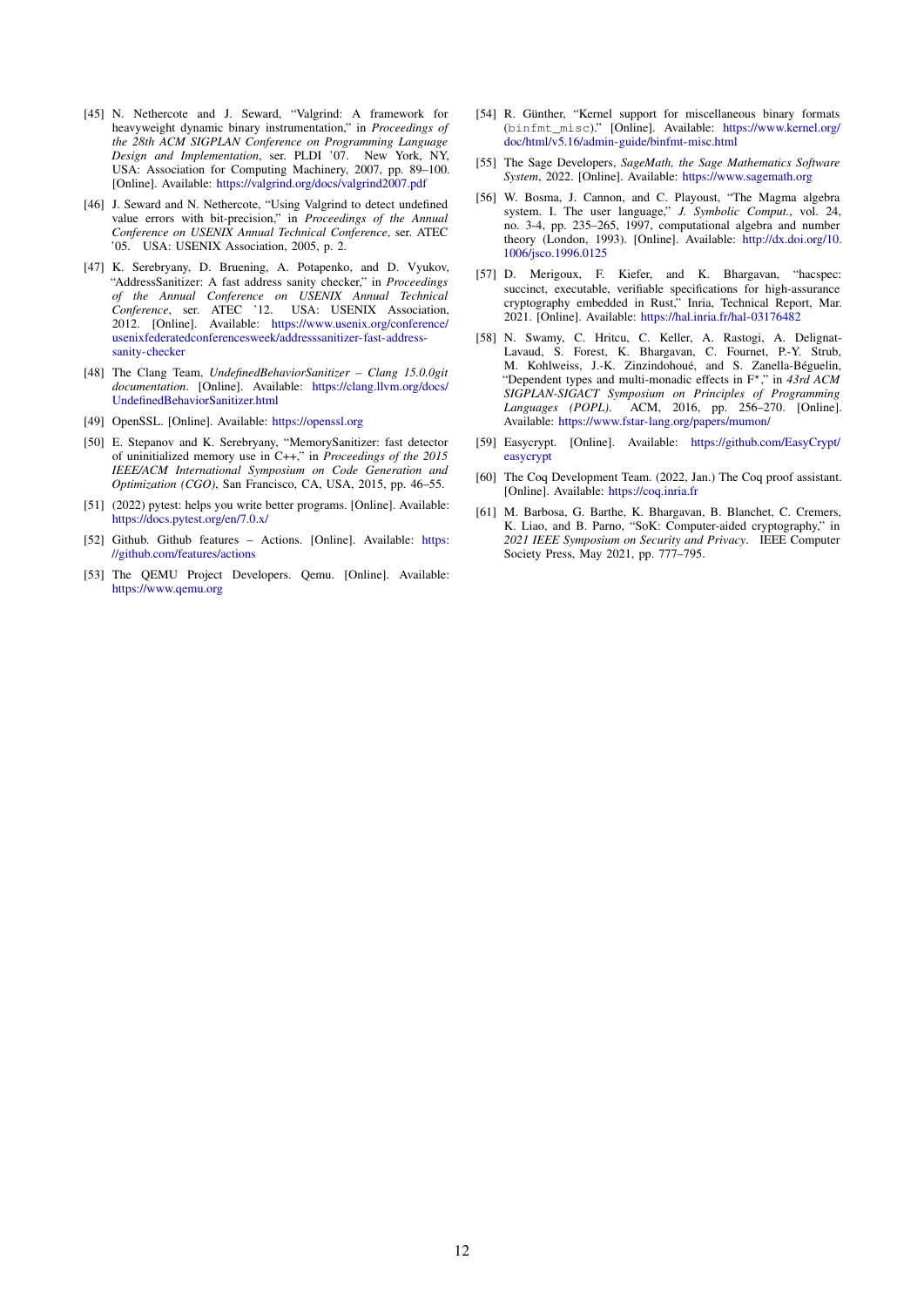[45] N. Nethercote and J. Seward, "Valgrind: A framework for heavyweight dynamic binary instrumentation," in *Proceedings of the 28th ACM SIGPLAN Conference on Programming Language Design and Implementation*, ser. PLDI '07. New York, NY, USA: Association for Computing Machinery, 2007, pp. 89–100. [Online]. Available: https://valgrind.org/docs/valgrind2007.pdf

[46] J. Seward and N. Nethercote, "Using Valgrind to detect undefined value errors with bit-precision," in *Proceedings of the Annual Conference on USENIX Annual Technical Conference*, ser. ATEC '05. USA: USENIX Association, 2005, p. 2.

[47] K. Serebryany, D. Bruening, A. Potapenko, and D. Vyukov, "AddressSanitizer: A fast address sanity checker," in *Proceedings of the Annual Conference on USENIX Annual Technical Conference*, ser. ATEC '12. USA: USENIX Association, 2012. [Online]. Available: https://www.usenix.org/conference/usenixfederatedconferencesweek/addresssanitizer-fast-address-sanity-checker

[48] The Clang Team, *UndefinedBehaviorSanitizer – Clang 15.0.0git documentation*. [Online]. Available: https://clang.llvm.org/docs/UndefinedBehaviorSanitizer.html

[49] OpenSSL. [Online]. Available: https://openssl.org

[50] E. Stepanov and K. Serebryany, "MemorySanitizer: fast detector of uninitialized memory use in C++," in *Proceedings of the 2015 IEEE/ACM International Symposium on Code Generation and Optimization (CGO)*, San Francisco, CA, USA, 2015, pp. 46–55.

[51] (2022) pytest: helps you write better programs. [Online]. Available: https://docs.pytest.org/en/7.0.x/

[52] Github. Github features – Actions. [Online]. Available: https://github.com/features/actions

[53] The QEMU Project Developers. Qemu. [Online]. Available: https://www.qemu.org

[54] R. Günther, "Kernel support for miscellaneous binary formats (binfmt_misc)." [Online]. Available: https://www.kernel.org/doc/html/v5.16/admin-guide/binfmt-misc.html

[55] The Sage Developers, *SageMath, the Sage Mathematics Software System*, 2022. [Online]. Available: https://www.sagemath.org

[56] W. Bosma, J. Cannon, and C. Playoust, "The Magma algebra system. I. The user language," *J. Symbolic Comput.*, vol. 24, no. 3-4, pp. 235–265, 1997, computational algebra and number theory (London, 1993). [Online]. Available: http://dx.doi.org/10.1006/jsco.1996.0125

[57] D. Merigoux, F. Kiefer, and K. Bhargavan, "hacspec: succinct, executable, verifiable specifications for high-assurance cryptography embedded in Rust," Inria, Technical Report, Mar. 2021. [Online]. Available: https://hal.inria.fr/hal-03176482

[58] N. Swamy, C. Hritcu, C. Keller, A. Rastogi, A. Delignat-Lavaud, S. Forest, K. Bhargavan, C. Fournet, P.-Y. Strub, M. Kohlweiss, J.-K. Zinzindohoué, and S. Zanella-Béguelin, "Dependent types and multi-monadic effects in F*," in *43rd ACM SIGPLAN-SIGACT Symposium on Principles of Programming Languages (POPL)*. ACM, 2016, pp. 256–270. [Online]. Available: https://www.fstar-lang.org/papers/mumon/

[59] Easycrypt. [Online]. Available: https://github.com/EasyCrypt/easycrypt

[60] The Coq Development Team. (2022, Jan.) The Coq proof assistant. [Online]. Available: https://coq.inria.fr

[61] M. Barbosa, G. Barthe, K. Bhargavan, B. Blanchet, C. Cremers, K. Liao, and B. Parno, "SoK: Computer-aided cryptography," in *2021 IEEE Symposium on Security and Privacy*. IEEE Computer Society Press, May 2021, pp. 777–795.